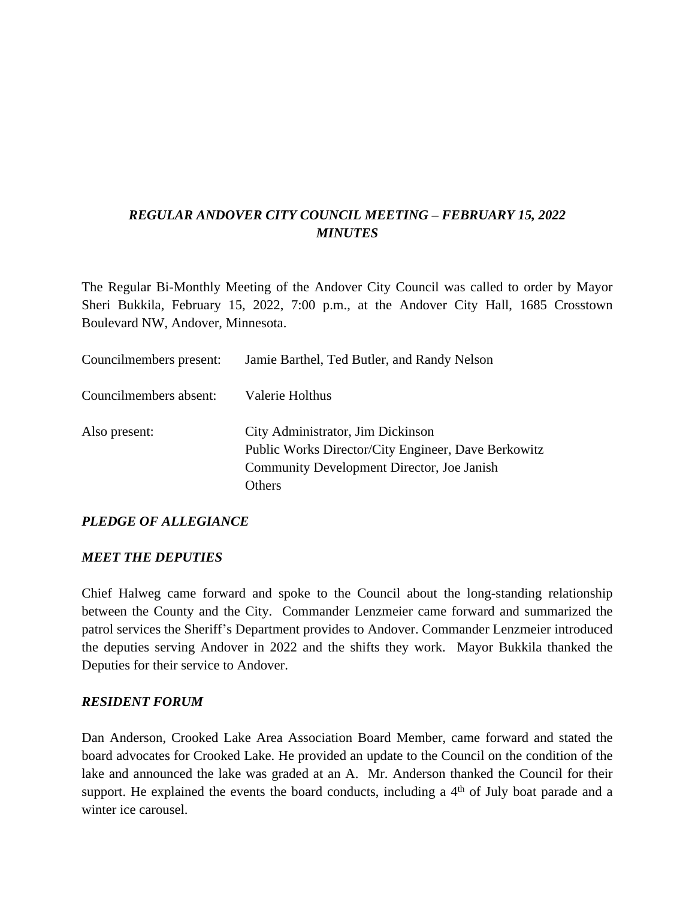***REGULAR ANDOVER CITY COUNCIL MEETING – FEBRUARY 15, 2022***
***MINUTES***

The Regular Bi-Monthly Meeting of the Andover City Council was called to order by Mayor Sheri Bukkila, February 15, 2022, 7:00 p.m., at the Andover City Hall, 1685 Crosstown Boulevard NW, Andover, Minnesota.

Councilmembers present: Jamie Barthel, Ted Butler, and Randy Nelson

Councilmembers absent: Valerie Holthus

Also present: City Administrator, Jim Dickinson
Public Works Director/City Engineer, Dave Berkowitz
Community Development Director, Joe Janish
Others

***PLEDGE OF ALLEGIANCE***

***MEET THE DEPUTIES***

Chief Halweg came forward and spoke to the Council about the long-standing relationship between the County and the City. Commander Lenzmeier came forward and summarized the patrol services the Sheriff's Department provides to Andover. Commander Lenzmeier introduced the deputies serving Andover in 2022 and the shifts they work. Mayor Bukkila thanked the Deputies for their service to Andover.

***RESIDENT FORUM***

Dan Anderson, Crooked Lake Area Association Board Member, came forward and stated the board advocates for Crooked Lake. He provided an update to the Council on the condition of the lake and announced the lake was graded at an A. Mr. Anderson thanked the Council for their support. He explained the events the board conducts, including a 4th of July boat parade and a winter ice carousel.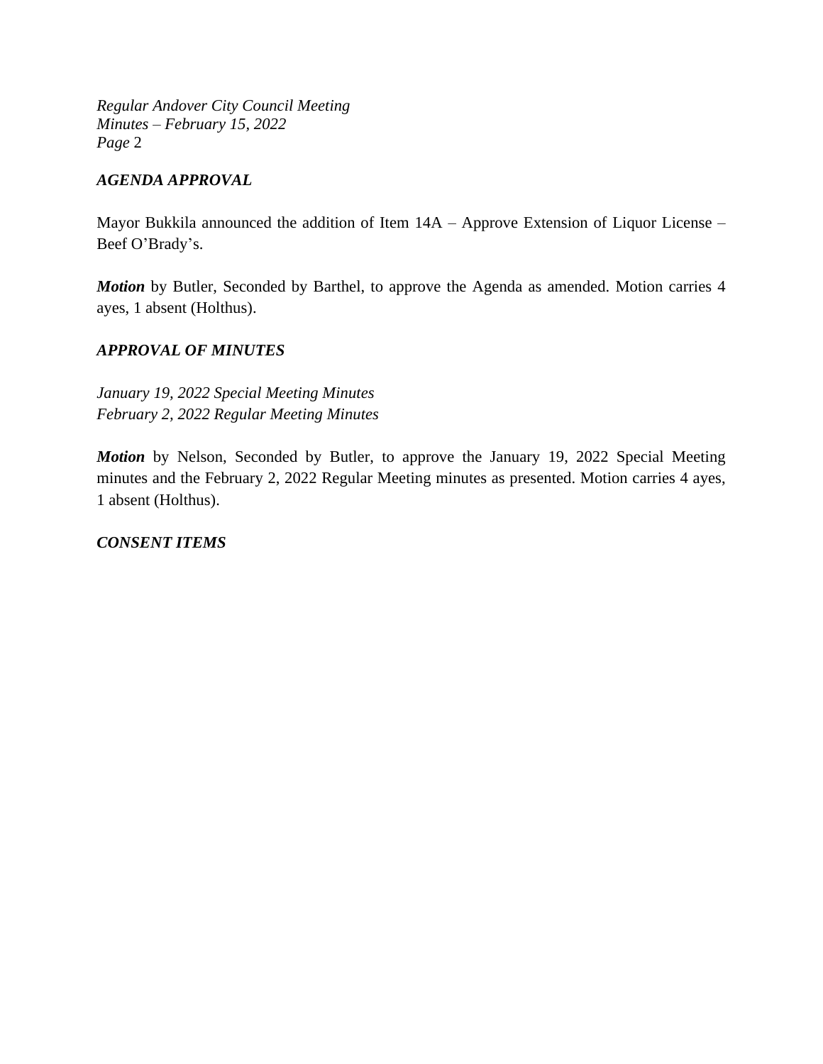## *AGENDA APPROVAL*

Mayor Bukkila announced the addition of Item 14A – Approve Extension of Liquor License – Beef O'Brady's.

***Motion*** by Butler, Seconded by Barthel, to approve the Agenda as amended. Motion carries 4 ayes, 1 absent (Holthus).

## *APPROVAL OF MINUTES*

*January 19, 2022 Special Meeting Minutes*
*February 2, 2022 Regular Meeting Minutes*

***Motion*** by Nelson, Seconded by Butler, to approve the January 19, 2022 Special Meeting minutes and the February 2, 2022 Regular Meeting minutes as presented. Motion carries 4 ayes, 1 absent (Holthus).

## *CONSENT ITEMS*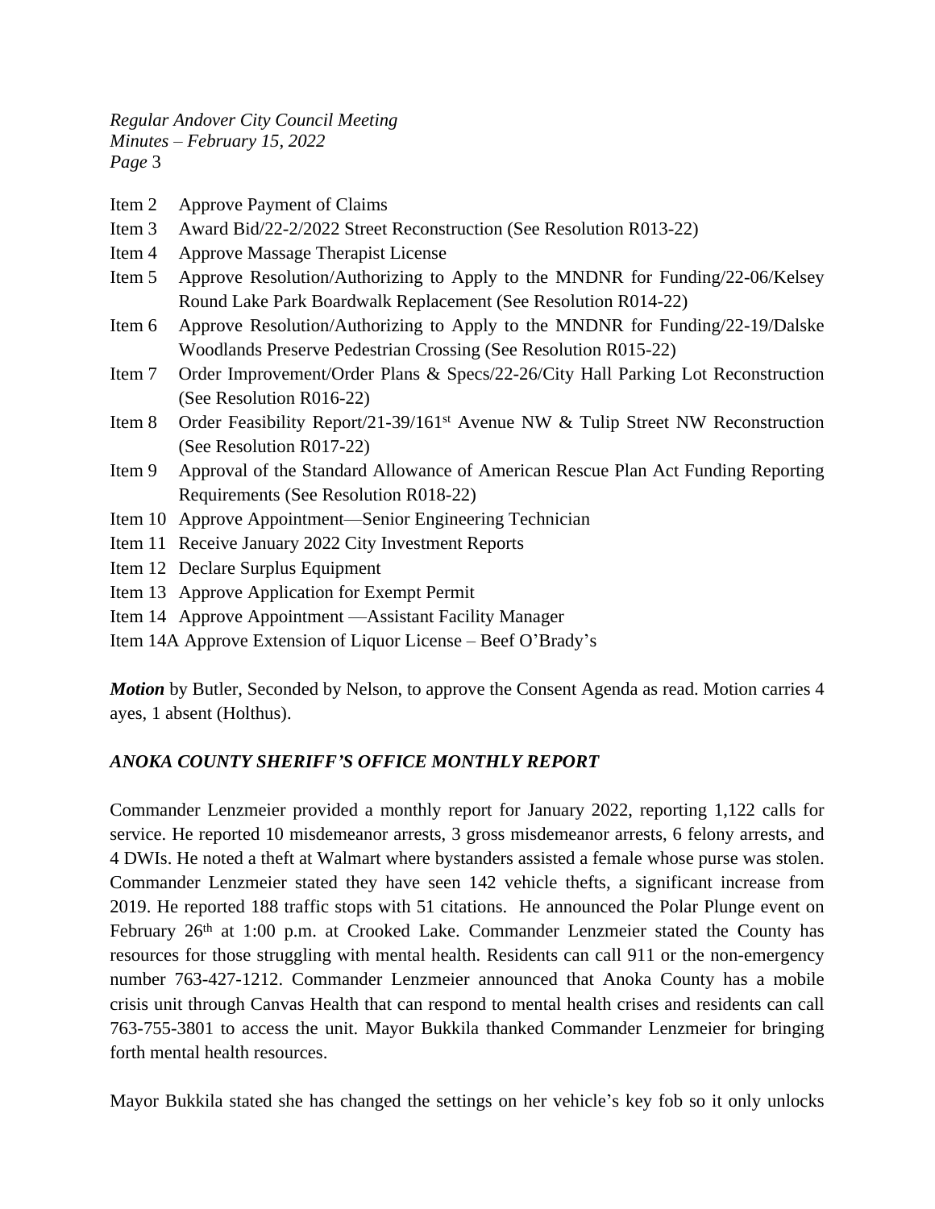Item 2 Approve Payment of Claims
Item 3 Award Bid/22-2/2022 Street Reconstruction (See Resolution R013-22)
Item 4 Approve Massage Therapist License
Item 5 Approve Resolution/Authorizing to Apply to the MNDNR for Funding/22-06/Kelsey Round Lake Park Boardwalk Replacement (See Resolution R014-22)
Item 6 Approve Resolution/Authorizing to Apply to the MNDNR for Funding/22-19/Dalske Woodlands Preserve Pedestrian Crossing (See Resolution R015-22)
Item 7 Order Improvement/Order Plans & Specs/22-26/City Hall Parking Lot Reconstruction (See Resolution R016-22)
Item 8 Order Feasibility Report/21-39/161st Avenue NW & Tulip Street NW Reconstruction (See Resolution R017-22)
Item 9 Approval of the Standard Allowance of American Rescue Plan Act Funding Reporting Requirements (See Resolution R018-22)
Item 10 Approve Appointment—Senior Engineering Technician
Item 11 Receive January 2022 City Investment Reports
Item 12 Declare Surplus Equipment
Item 13 Approve Application for Exempt Permit
Item 14 Approve Appointment —Assistant Facility Manager
Item 14A Approve Extension of Liquor License – Beef O'Brady's

***Motion*** by Butler, Seconded by Nelson, to approve the Consent Agenda as read. Motion carries 4 ayes, 1 absent (Holthus).

## *ANOKA COUNTY SHERIFF'S OFFICE MONTHLY REPORT*

Commander Lenzmeier provided a monthly report for January 2022, reporting 1,122 calls for service. He reported 10 misdemeanor arrests, 3 gross misdemeanor arrests, 6 felony arrests, and 4 DWIs. He noted a theft at Walmart where bystanders assisted a female whose purse was stolen. Commander Lenzmeier stated they have seen 142 vehicle thefts, a significant increase from 2019. He reported 188 traffic stops with 51 citations. He announced the Polar Plunge event on February 26th at 1:00 p.m. at Crooked Lake. Commander Lenzmeier stated the County has resources for those struggling with mental health. Residents can call 911 or the non-emergency number 763-427-1212. Commander Lenzmeier announced that Anoka County has a mobile crisis unit through Canvas Health that can respond to mental health crises and residents can call 763-755-3801 to access the unit. Mayor Bukkila thanked Commander Lenzmeier for bringing forth mental health resources.

Mayor Bukkila stated she has changed the settings on her vehicle's key fob so it only unlocks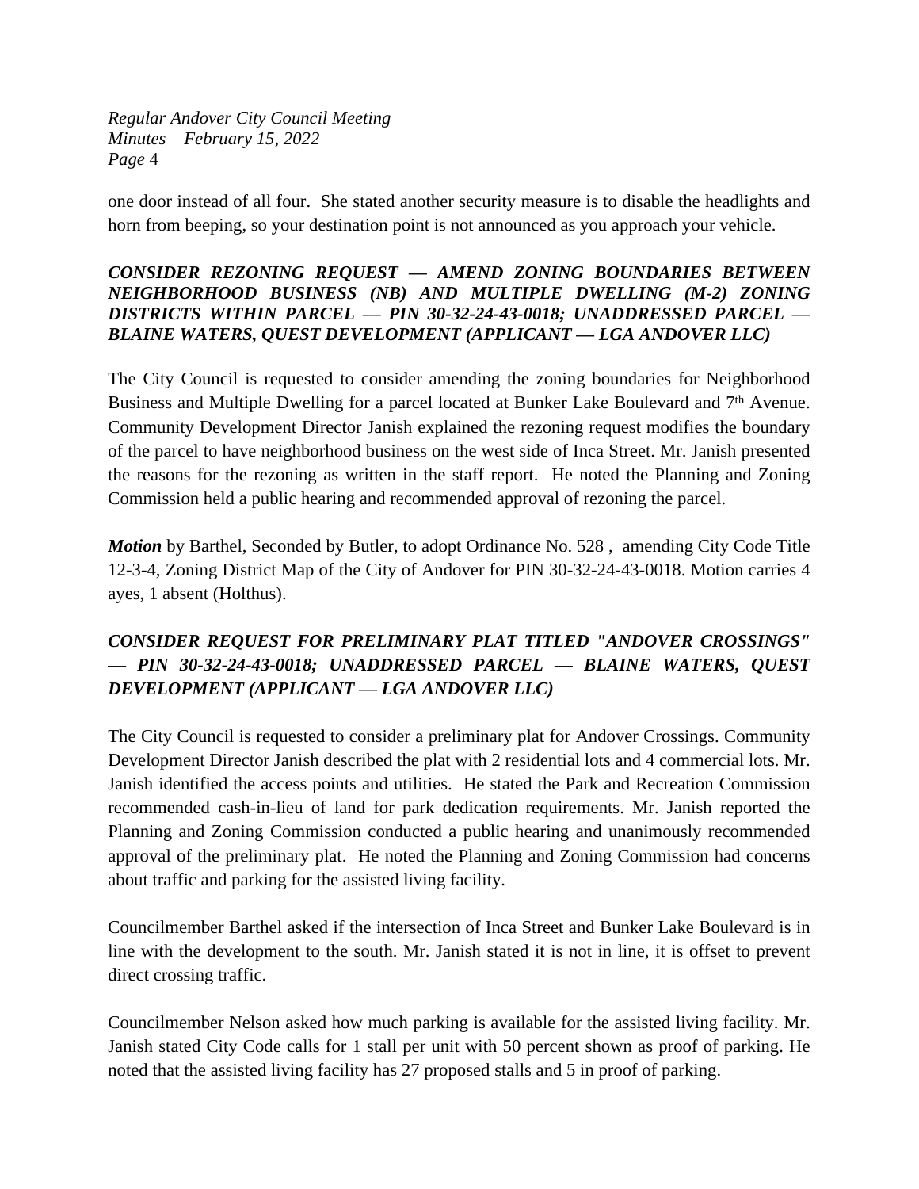one door instead of all four. She stated another security measure is to disable the headlights and horn from beeping, so your destination point is not announced as you approach your vehicle.

***CONSIDER REZONING REQUEST — AMEND ZONING BOUNDARIES BETWEEN NEIGHBORHOOD BUSINESS (NB) AND MULTIPLE DWELLING (M-2) ZONING DISTRICTS WITHIN PARCEL — PIN 30-32-24-43-0018; UNADDRESSED PARCEL — BLAINE WATERS, QUEST DEVELOPMENT (APPLICANT — LGA ANDOVER LLC)***

The City Council is requested to consider amending the zoning boundaries for Neighborhood Business and Multiple Dwelling for a parcel located at Bunker Lake Boulevard and 7th Avenue. Community Development Director Janish explained the rezoning request modifies the boundary of the parcel to have neighborhood business on the west side of Inca Street. Mr. Janish presented the reasons for the rezoning as written in the staff report. He noted the Planning and Zoning Commission held a public hearing and recommended approval of rezoning the parcel.

***Motion*** by Barthel, Seconded by Butler, to adopt Ordinance No. 528 , amending City Code Title 12-3-4, Zoning District Map of the City of Andover for PIN 30-32-24-43-0018. Motion carries 4 ayes, 1 absent (Holthus).

***CONSIDER REQUEST FOR PRELIMINARY PLAT TITLED "ANDOVER CROSSINGS" — PIN 30-32-24-43-0018; UNADDRESSED PARCEL — BLAINE WATERS, QUEST DEVELOPMENT (APPLICANT — LGA ANDOVER LLC)***

The City Council is requested to consider a preliminary plat for Andover Crossings. Community Development Director Janish described the plat with 2 residential lots and 4 commercial lots. Mr. Janish identified the access points and utilities. He stated the Park and Recreation Commission recommended cash-in-lieu of land for park dedication requirements. Mr. Janish reported the Planning and Zoning Commission conducted a public hearing and unanimously recommended approval of the preliminary plat. He noted the Planning and Zoning Commission had concerns about traffic and parking for the assisted living facility.

Councilmember Barthel asked if the intersection of Inca Street and Bunker Lake Boulevard is in line with the development to the south. Mr. Janish stated it is not in line, it is offset to prevent direct crossing traffic.

Councilmember Nelson asked how much parking is available for the assisted living facility. Mr. Janish stated City Code calls for 1 stall per unit with 50 percent shown as proof of parking. He noted that the assisted living facility has 27 proposed stalls and 5 in proof of parking.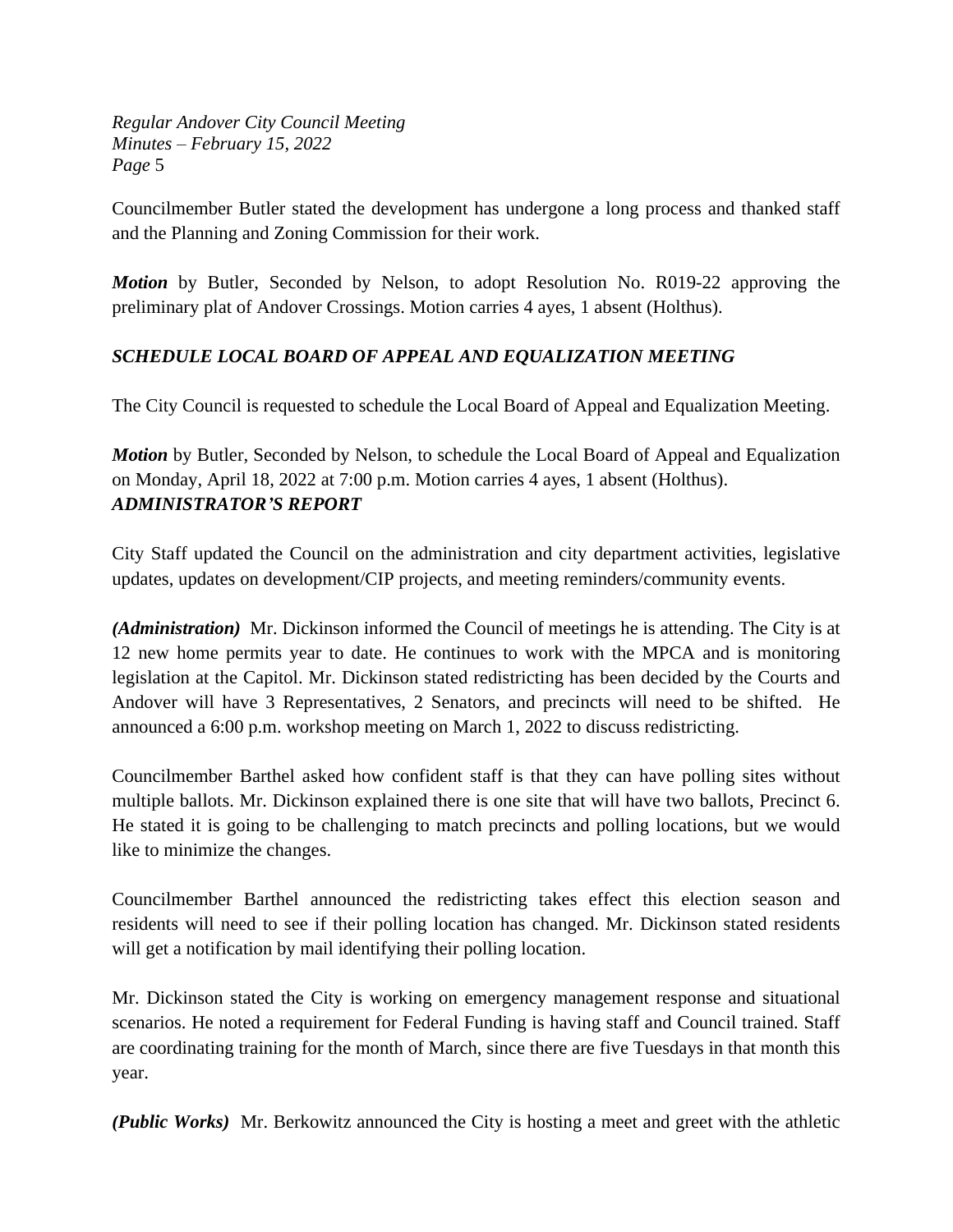Councilmember Butler stated the development has undergone a long process and thanked staff and the Planning and Zoning Commission for their work.

***Motion*** by Butler, Seconded by Nelson, to adopt Resolution No. R019-22 approving the preliminary plat of Andover Crossings. Motion carries 4 ayes, 1 absent (Holthus).

### *SCHEDULE LOCAL BOARD OF APPEAL AND EQUALIZATION MEETING*

The City Council is requested to schedule the Local Board of Appeal and Equalization Meeting.

***Motion*** by Butler, Seconded by Nelson, to schedule the Local Board of Appeal and Equalization on Monday, April 18, 2022 at 7:00 p.m. Motion carries 4 ayes, 1 absent (Holthus).

### *ADMINISTRATOR'S REPORT*

City Staff updated the Council on the administration and city department activities, legislative updates, updates on development/CIP projects, and meeting reminders/community events.

***(Administration)*** Mr. Dickinson informed the Council of meetings he is attending. The City is at 12 new home permits year to date. He continues to work with the MPCA and is monitoring legislation at the Capitol. Mr. Dickinson stated redistricting has been decided by the Courts and Andover will have 3 Representatives, 2 Senators, and precincts will need to be shifted. He announced a 6:00 p.m. workshop meeting on March 1, 2022 to discuss redistricting.

Councilmember Barthel asked how confident staff is that they can have polling sites without multiple ballots. Mr. Dickinson explained there is one site that will have two ballots, Precinct 6. He stated it is going to be challenging to match precincts and polling locations, but we would like to minimize the changes.

Councilmember Barthel announced the redistricting takes effect this election season and residents will need to see if their polling location has changed. Mr. Dickinson stated residents will get a notification by mail identifying their polling location.

Mr. Dickinson stated the City is working on emergency management response and situational scenarios. He noted a requirement for Federal Funding is having staff and Council trained. Staff are coordinating training for the month of March, since there are five Tuesdays in that month this year.

***(Public Works)*** Mr. Berkowitz announced the City is hosting a meet and greet with the athletic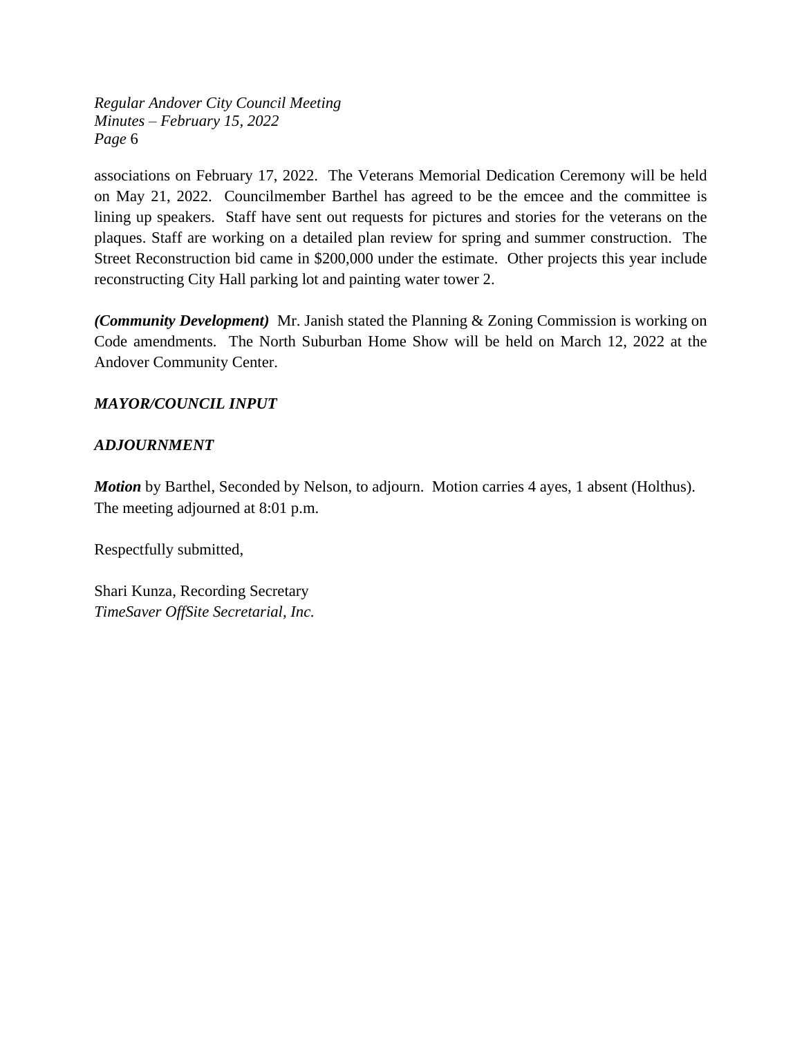associations on February 17, 2022. The Veterans Memorial Dedication Ceremony will be held on May 21, 2022. Councilmember Barthel has agreed to be the emcee and the committee is lining up speakers. Staff have sent out requests for pictures and stories for the veterans on the plaques. Staff are working on a detailed plan review for spring and summer construction. The Street Reconstruction bid came in $200,000 under the estimate. Other projects this year include reconstructing City Hall parking lot and painting water tower 2.

***(Community Development)*** Mr. Janish stated the Planning & Zoning Commission is working on Code amendments. The North Suburban Home Show will be held on March 12, 2022 at the Andover Community Center.

***MAYOR/COUNCIL INPUT***

***ADJOURNMENT***

***Motion*** by Barthel, Seconded by Nelson, to adjourn. Motion carries 4 ayes, 1 absent (Holthus). The meeting adjourned at 8:01 p.m.

Respectfully submitted,

Shari Kunza, Recording Secretary
*TimeSaver OffSite Secretarial, Inc.*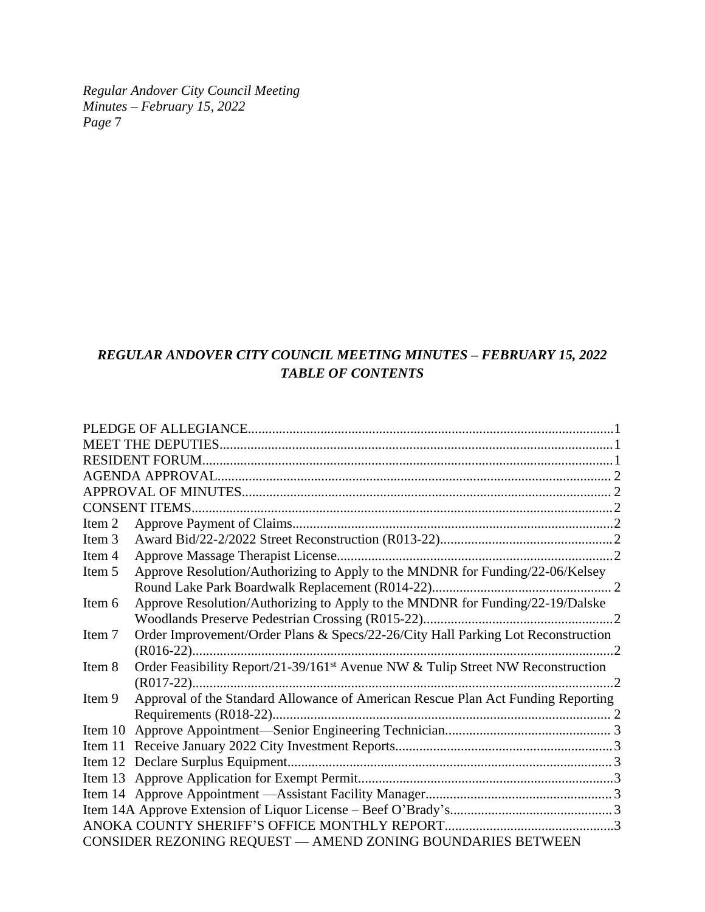## *REGULAR ANDOVER CITY COUNCIL MEETING MINUTES – FEBRUARY 15, 2022*
## *TABLE OF CONTENTS*

PLEDGE OF ALLEGIANCE.........................................................................................................1
MEET THE DEPUTIES.................................................................................................................1
RESIDENT FORUM......................................................................................................................1
AGENDA APPROVAL.................................................................................................................. 2
APPROVAL OF MINUTES........................................................................................................... 2
CONSENT ITEMS..........................................................................................................................2

| | | |
|---|---|---|
| Item 2 | Approve Payment of Claims.............................................................................................2 | |
| Item 3 | Award Bid/22-2/2022 Street Reconstruction (R013-22)..................................................2 | |
| Item 4 | Approve Massage Therapist License.................................................................................2 | |
| Item 5 | Approve Resolution/Authorizing to Apply to the MNDNR for Funding/22-06/Kelsey Round Lake Park Boardwalk Replacement (R014-22).................................................... 2 | |
| Item 6 | Approve Resolution/Authorizing to Apply to the MNDNR for Funding/22-19/Dalske Woodlands Preserve Pedestrian Crossing (R015-22).......................................................2 | |
| Item 7 | Order Improvement/Order Plans & Specs/22-26/City Hall Parking Lot Reconstruction (R016-22)..........................................................................................................................2 | |
| Item 8 | Order Feasibility Report/21-39/161st Avenue NW & Tulip Street NW Reconstruction (R017-22)..........................................................................................................................2 | |
| Item 9 | Approval of the Standard Allowance of American Rescue Plan Act Funding Reporting Requirements (R018-22).................................................................................................. 2 | |
| Item 10 | Approve Appointment—Senior Engineering Technician................................................ 3 | |
| Item 11 | Receive January 2022 City Investment Reports...............................................................3 | |
| Item 12 | Declare Surplus Equipment.............................................................................................. 3 | |
| Item 13 | Approve Application for Exempt Permit..........................................................................3 | |
| Item 14 | Approve Appointment —Assistant Facility Manager...................................................... 3 | |

Item 14A Approve Extension of Liquor License – Beef O'Brady's...............................................3
ANOKA COUNTY SHERIFF'S OFFICE MONTHLY REPORT.................................................3
CONSIDER REZONING REQUEST — AMEND ZONING BOUNDARIES BETWEEN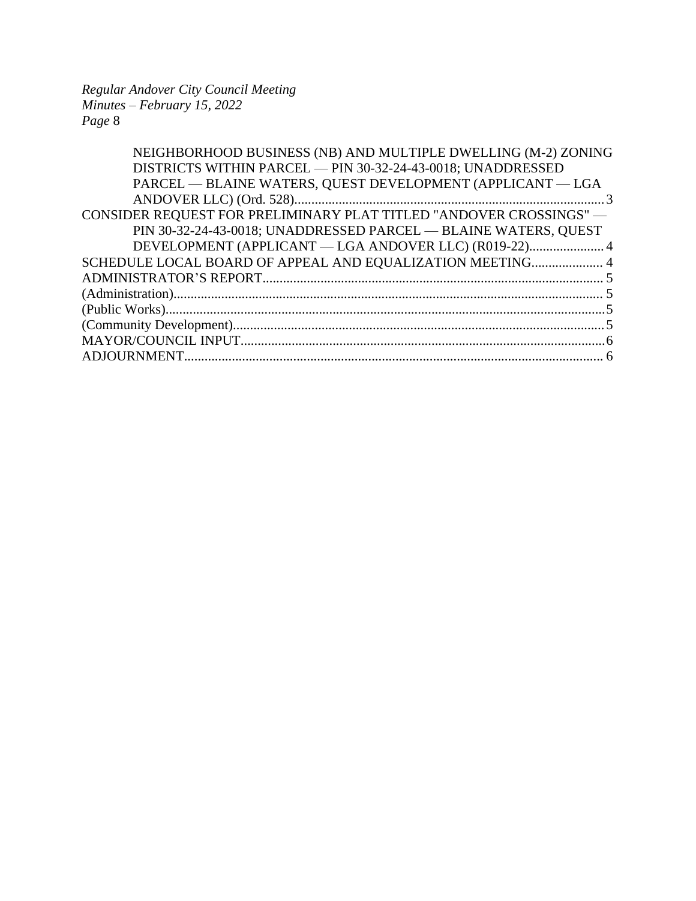NEIGHBORHOOD BUSINESS (NB) AND MULTIPLE DWELLING (M-2) ZONING DISTRICTS WITHIN PARCEL — PIN 30-32-24-43-0018; UNADDRESSED PARCEL — BLAINE WATERS, QUEST DEVELOPMENT (APPLICANT — LGA ANDOVER LLC) (Ord. 528)........................................................................................... 3

CONSIDER REQUEST FOR PRELIMINARY PLAT TITLED "ANDOVER CROSSINGS" — PIN 30-32-24-43-0018; UNADDRESSED PARCEL — BLAINE WATERS, QUEST DEVELOPMENT (APPLICANT — LGA ANDOVER LLC) (R019-22)...................... 4

SCHEDULE LOCAL BOARD OF APPEAL AND EQUALIZATION MEETING..................... 4

ADMINISTRATOR'S REPORT................................................................................................... 5

(Administration)............................................................................................................................. 5

(Public Works)................................................................................................................................ 5

(Community Development)............................................................................................................ 5

MAYOR/COUNCIL INPUT........................................................................................................... 6

ADJOURNMENT........................................................................................................................... 6